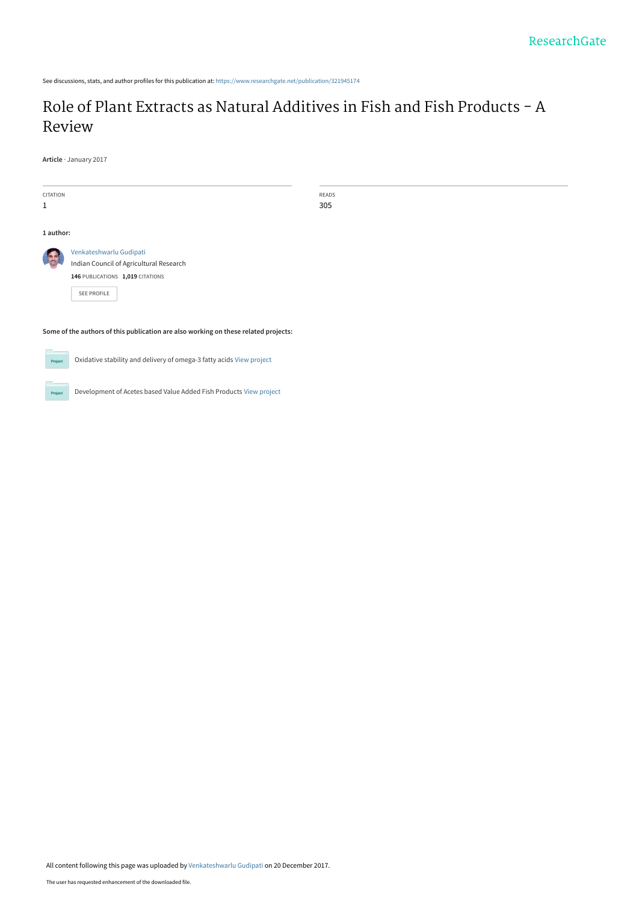See discussions, stats, and author profiles for this publication at: https://www.researchgate.net/publication/321945174

# Role of Plant Extracts as Natural Additives in Fish and Fish Products - A Review

**Article** · January 2017

| CITATION | READS |
| --- | --- |
| 1 | 305 |

**1 author:**

Venkateshwarlu Gudipati
Indian Council of Agricultural Research
**146** PUBLICATIONS **1,019** CITATIONS

SEE PROFILE

**Some of the authors of this publication are also working on these related projects:**

Oxidative stability and delivery of omega-3 fatty acids View project

Development of Acetes based Value Added Fish Products View project

All content following this page was uploaded by Venkateshwarlu Gudipati on 20 December 2017.

The user has requested enhancement of the downloaded file.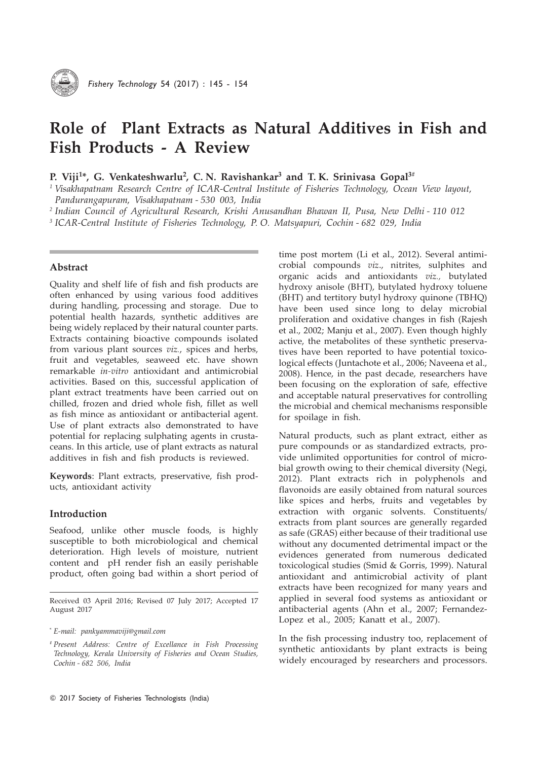# Role of Plant Extracts as Natural Additives in Fish and Fish Products - A Review

**P. Viji[1]\*, G. Venkateshwarlu[2], C. N. Ravishankar[3] and T. K. Srinivasa Gopal[3#]**

[1] *Visakhapatnam Research Centre of ICAR-Central Institute of Fisheries Technology, Ocean View layout, Pandurangapuram, Visakhapatnam - 530 003, India*

[2] *Indian Council of Agricultural Research, Krishi Anusandhan Bhawan II, Pusa, New Delhi - 110 012*

[3] *ICAR-Central Institute of Fisheries Technology, P. O. Matsyapuri, Cochin - 682 029, India*

## Abstract

Quality and shelf life of fish and fish products are often enhanced by using various food additives during handling, processing and storage. Due to potential health hazards, synthetic additives are being widely replaced by their natural counter parts. Extracts containing bioactive compounds isolated from various plant sources *viz.,* spices and herbs, fruit and vegetables, seaweed etc. have shown remarkable *in-vitro* antioxidant and antimicrobial activities. Based on this, successful application of plant extract treatments have been carried out on chilled, frozen and dried whole fish, fillet as well as fish mince as antioxidant or antibacterial agent. Use of plant extracts also demonstrated to have potential for replacing sulphating agents in crustaceans. In this article, use of plant extracts as natural additives in fish and fish products is reviewed.

**Keywords**: Plant extracts, preservative, fish products, antioxidant activity

## Introduction

Seafood, unlike other muscle foods, is highly susceptible to both microbiological and chemical deterioration. High levels of moisture, nutrient content and pH render fish an easily perishable product, often going bad within a short period of time post mortem (Li et al., 2012). Several antimicrobial compounds *viz.,* nitrites, sulphites and organic acids and antioxidants *viz.,* butylated hydroxy anisole (BHT), butylated hydroxy toluene (BHT) and tertitory butyl hydroxy quinone (TBHQ) have been used since long to delay microbial proliferation and oxidative changes in fish (Rajesh et al., 2002; Manju et al., 2007). Even though highly active, the metabolites of these synthetic preservatives have been reported to have potential toxicological effects (Juntachote et al., 2006; Naveena et al., 2008). Hence, in the past decade, researchers have been focusing on the exploration of safe, effective and acceptable natural preservatives for controlling the microbial and chemical mechanisms responsible for spoilage in fish.

Natural products, such as plant extract, either as pure compounds or as standardized extracts, provide unlimited opportunities for control of microbial growth owing to their chemical diversity (Negi, 2012). Plant extracts rich in polyphenols and flavonoids are easily obtained from natural sources like spices and herbs, fruits and vegetables by extraction with organic solvents. Constituents/extracts from plant sources are generally regarded as safe (GRAS) either because of their traditional use without any documented detrimental impact or the evidences generated from numerous dedicated toxicological studies (Smid & Gorris, 1999). Natural antioxidant and antimicrobial activity of plant extracts have been recognized for many years and applied in several food systems as antioxidant or antibacterial agents (Ahn et al., 2007; Fernandez-Lopez et al., 2005; Kanatt et al., 2007).

In the fish processing industry too, replacement of synthetic antioxidants by plant extracts is being widely encouraged by researchers and processors.

Received 03 April 2016; Revised 07 July 2017; Accepted 17 August 2017

\* *E-mail: pankyammaviji@gmail.com*

# *Present Address: Centre of Excellance in Fish Processing Technology, Kerala University of Fisheries and Ocean Studies, Cochin - 682 506, India*

© 2017 Society of Fisheries Technologists (India)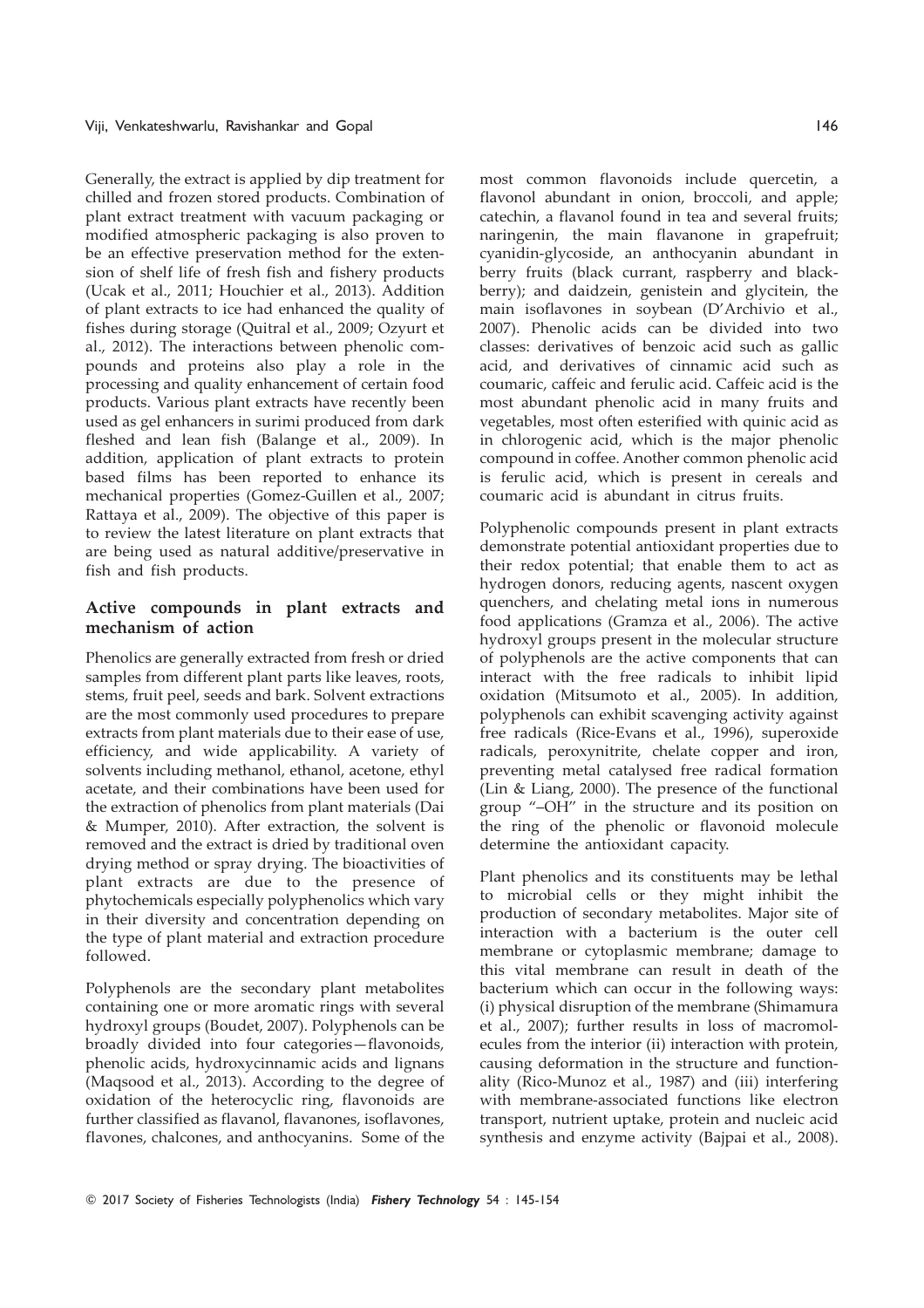Generally, the extract is applied by dip treatment for chilled and frozen stored products. Combination of plant extract treatment with vacuum packaging or modified atmospheric packaging is also proven to be an effective preservation method for the extension of shelf life of fresh fish and fishery products (Ucak et al., 2011; Houchier et al., 2013). Addition of plant extracts to ice had enhanced the quality of fishes during storage (Quitral et al., 2009; Ozyurt et al., 2012). The interactions between phenolic compounds and proteins also play a role in the processing and quality enhancement of certain food products. Various plant extracts have recently been used as gel enhancers in surimi produced from dark fleshed and lean fish (Balange et al., 2009). In addition, application of plant extracts to protein based films has been reported to enhance its mechanical properties (Gomez-Guillen et al., 2007; Rattaya et al., 2009). The objective of this paper is to review the latest literature on plant extracts that are being used as natural additive/preservative in fish and fish products.

## Active compounds in plant extracts and mechanism of action

Phenolics are generally extracted from fresh or dried samples from different plant parts like leaves, roots, stems, fruit peel, seeds and bark. Solvent extractions are the most commonly used procedures to prepare extracts from plant materials due to their ease of use, efficiency, and wide applicability. A variety of solvents including methanol, ethanol, acetone, ethyl acetate, and their combinations have been used for the extraction of phenolics from plant materials (Dai & Mumper, 2010). After extraction, the solvent is removed and the extract is dried by traditional oven drying method or spray drying. The bioactivities of plant extracts are due to the presence of phytochemicals especially polyphenolics which vary in their diversity and concentration depending on the type of plant material and extraction procedure followed.

Polyphenols are the secondary plant metabolites containing one or more aromatic rings with several hydroxyl groups (Boudet, 2007). Polyphenols can be broadly divided into four categories—flavonoids, phenolic acids, hydroxycinnamic acids and lignans (Maqsood et al., 2013). According to the degree of oxidation of the heterocyclic ring, flavonoids are further classified as flavanol, flavanones, isoflavones, flavones, chalcones, and anthocyanins. Some of the most common flavonoids include quercetin, a flavonol abundant in onion, broccoli, and apple; catechin, a flavanol found in tea and several fruits; naringenin, the main flavanone in grapefruit; cyanidin-glycoside, an anthocyanin abundant in berry fruits (black currant, raspberry and blackberry); and daidzein, genistein and glycitein, the main isoflavones in soybean (D'Archivio et al., 2007). Phenolic acids can be divided into two classes: derivatives of benzoic acid such as gallic acid, and derivatives of cinnamic acid such as coumaric, caffeic and ferulic acid. Caffeic acid is the most abundant phenolic acid in many fruits and vegetables, most often esterified with quinic acid as in chlorogenic acid, which is the major phenolic compound in coffee. Another common phenolic acid is ferulic acid, which is present in cereals and coumaric acid is abundant in citrus fruits.

Polyphenolic compounds present in plant extracts demonstrate potential antioxidant properties due to their redox potential; that enable them to act as hydrogen donors, reducing agents, nascent oxygen quenchers, and chelating metal ions in numerous food applications (Gramza et al., 2006). The active hydroxyl groups present in the molecular structure of polyphenols are the active components that can interact with the free radicals to inhibit lipid oxidation (Mitsumoto et al., 2005). In addition, polyphenols can exhibit scavenging activity against free radicals (Rice-Evans et al., 1996), superoxide radicals, peroxynitrite, chelate copper and iron, preventing metal catalysed free radical formation (Lin & Liang, 2000). The presence of the functional group "–OH" in the structure and its position on the ring of the phenolic or flavonoid molecule determine the antioxidant capacity.

Plant phenolics and its constituents may be lethal to microbial cells or they might inhibit the production of secondary metabolites. Major site of interaction with a bacterium is the outer cell membrane or cytoplasmic membrane; damage to this vital membrane can result in death of the bacterium which can occur in the following ways: (i) physical disruption of the membrane (Shimamura et al., 2007); further results in loss of macromolecules from the interior (ii) interaction with protein, causing deformation in the structure and functionality (Rico-Munoz et al., 1987) and (iii) interfering with membrane-associated functions like electron transport, nutrient uptake, protein and nucleic acid synthesis and enzyme activity (Bajpai et al., 2008).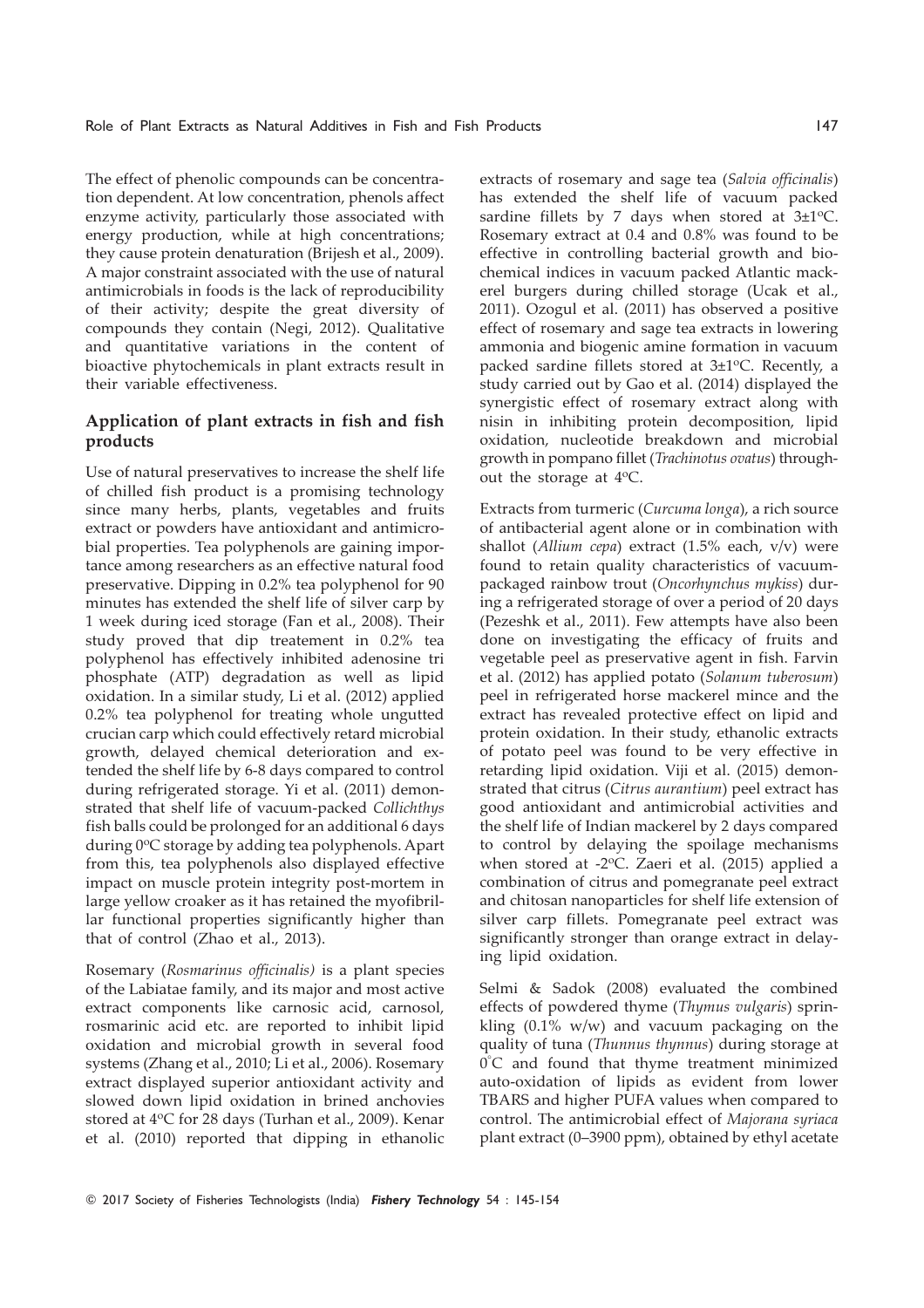The effect of phenolic compounds can be concentration dependent. At low concentration, phenols affect enzyme activity, particularly those associated with energy production, while at high concentrations; they cause protein denaturation (Brijesh et al., 2009). A major constraint associated with the use of natural antimicrobials in foods is the lack of reproducibility of their activity; despite the great diversity of compounds they contain (Negi, 2012). Qualitative and quantitative variations in the content of bioactive phytochemicals in plant extracts result in their variable effectiveness.

## Application of plant extracts in fish and fish products

Use of natural preservatives to increase the shelf life of chilled fish product is a promising technology since many herbs, plants, vegetables and fruits extract or powders have antioxidant and antimicrobial properties. Tea polyphenols are gaining importance among researchers as an effective natural food preservative. Dipping in 0.2% tea polyphenol for 90 minutes has extended the shelf life of silver carp by 1 week during iced storage (Fan et al., 2008). Their study proved that dip treatement in 0.2% tea polyphenol has effectively inhibited adenosine tri phosphate (ATP) degradation as well as lipid oxidation. In a similar study, Li et al. (2012) applied 0.2% tea polyphenol for treating whole ungutted crucian carp which could effectively retard microbial growth, delayed chemical deterioration and extended the shelf life by 6-8 days compared to control during refrigerated storage. Yi et al. (2011) demonstrated that shelf life of vacuum-packed *Collichthys* fish balls could be prolonged for an additional 6 days during 0°C storage by adding tea polyphenols. Apart from this, tea polyphenols also displayed effective impact on muscle protein integrity post-mortem in large yellow croaker as it has retained the myofibrillar functional properties significantly higher than that of control (Zhao et al., 2013).

Rosemary (*Rosmarinus officinalis)* is a plant species of the Labiatae family, and its major and most active extract components like carnosic acid, carnosol, rosmarinic acid etc. are reported to inhibit lipid oxidation and microbial growth in several food systems (Zhang et al., 2010; Li et al., 2006). Rosemary extract displayed superior antioxidant activity and slowed down lipid oxidation in brined anchovies stored at 4°C for 28 days (Turhan et al., 2009). Kenar et al. (2010) reported that dipping in ethanolic extracts of rosemary and sage tea (*Salvia officinalis*) has extended the shelf life of vacuum packed sardine fillets by 7 days when stored at 3±1°C. Rosemary extract at 0.4 and 0.8% was found to be effective in controlling bacterial growth and biochemical indices in vacuum packed Atlantic mackerel burgers during chilled storage (Ucak et al., 2011). Ozogul et al. (2011) has observed a positive effect of rosemary and sage tea extracts in lowering ammonia and biogenic amine formation in vacuum packed sardine fillets stored at 3±1°C. Recently, a study carried out by Gao et al. (2014) displayed the synergistic effect of rosemary extract along with nisin in inhibiting protein decomposition, lipid oxidation, nucleotide breakdown and microbial growth in pompano fillet (*Trachinotus ovatus*) throughout the storage at 4°C.

Extracts from turmeric (*Curcuma longa*), a rich source of antibacterial agent alone or in combination with shallot (*Allium cepa*) extract (1.5% each, v/v) were found to retain quality characteristics of vacuum-packaged rainbow trout (*Oncorhynchus mykiss*) during a refrigerated storage of over a period of 20 days (Pezeshk et al., 2011). Few attempts have also been done on investigating the efficacy of fruits and vegetable peel as preservative agent in fish. Farvin et al. (2012) has applied potato (*Solanum tuberosum*) peel in refrigerated horse mackerel mince and the extract has revealed protective effect on lipid and protein oxidation. In their study, ethanolic extracts of potato peel was found to be very effective in retarding lipid oxidation. Viji et al. (2015) demonstrated that citrus (*Citrus aurantium*) peel extract has good antioxidant and antimicrobial activities and the shelf life of Indian mackerel by 2 days compared to control by delaying the spoilage mechanisms when stored at -2°C. Zaeri et al. (2015) applied a combination of citrus and pomegranate peel extract and chitosan nanoparticles for shelf life extension of silver carp fillets. Pomegranate peel extract was significantly stronger than orange extract in delaying lipid oxidation.

Selmi & Sadok (2008) evaluated the combined effects of powdered thyme (*Thymus vulgaris*) sprinkling (0.1% w/w) and vacuum packaging on the quality of tuna (*Thunnus thynnus*) during storage at 0°C and found that thyme treatment minimized auto-oxidation of lipids as evident from lower TBARS and higher PUFA values when compared to control. The antimicrobial effect of *Majorana syriaca* plant extract (0–3900 ppm), obtained by ethyl acetate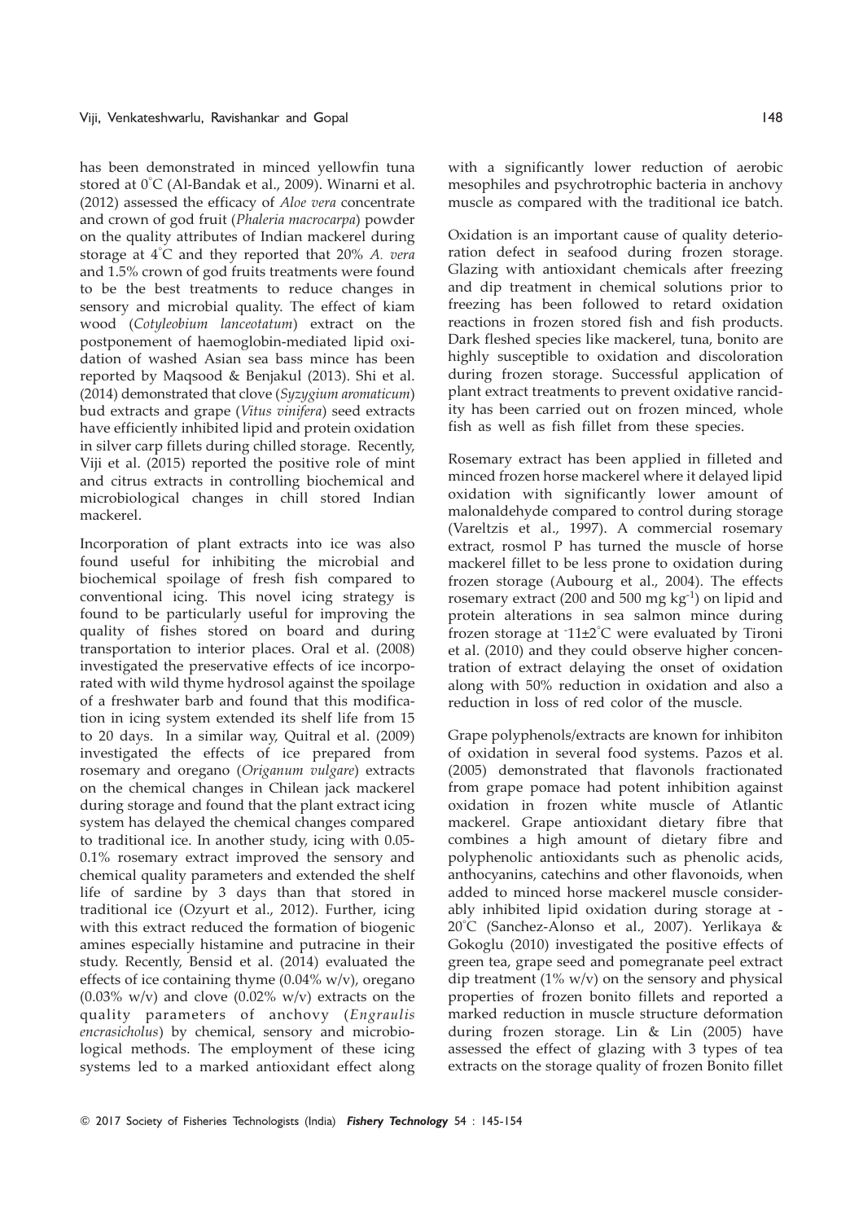has been demonstrated in minced yellowfin tuna stored at 0°C (Al-Bandak et al., 2009). Winarni et al. (2012) assessed the efficacy of *Aloe vera* concentrate and crown of god fruit (*Phaleria macrocarpa*) powder on the quality attributes of Indian mackerel during storage at 4°C and they reported that 20% *A. vera* and 1.5% crown of god fruits treatments were found to be the best treatments to reduce changes in sensory and microbial quality. The effect of kiam wood (*Cotyleobium lanceotatum*) extract on the postponement of haemoglobin-mediated lipid oxidation of washed Asian sea bass mince has been reported by Maqsood & Benjakul (2013). Shi et al. (2014) demonstrated that clove (*Syzygium aromaticum*) bud extracts and grape (*Vitus vinifera*) seed extracts have efficiently inhibited lipid and protein oxidation in silver carp fillets during chilled storage. Recently, Viji et al. (2015) reported the positive role of mint and citrus extracts in controlling biochemical and microbiological changes in chill stored Indian mackerel.

Incorporation of plant extracts into ice was also found useful for inhibiting the microbial and biochemical spoilage of fresh fish compared to conventional icing. This novel icing strategy is found to be particularly useful for improving the quality of fishes stored on board and during transportation to interior places. Oral et al. (2008) investigated the preservative effects of ice incorporated with wild thyme hydrosol against the spoilage of a freshwater barb and found that this modification in icing system extended its shelf life from 15 to 20 days. In a similar way, Quitral et al. (2009) investigated the effects of ice prepared from rosemary and oregano (*Origanum vulgare*) extracts on the chemical changes in Chilean jack mackerel during storage and found that the plant extract icing system has delayed the chemical changes compared to traditional ice. In another study, icing with 0.05-0.1% rosemary extract improved the sensory and chemical quality parameters and extended the shelf life of sardine by 3 days than that stored in traditional ice (Ozyurt et al., 2012). Further, icing with this extract reduced the formation of biogenic amines especially histamine and putracine in their study. Recently, Bensid et al. (2014) evaluated the effects of ice containing thyme (0.04% w/v), oregano (0.03% w/v) and clove (0.02% w/v) extracts on the quality parameters of anchovy (*Engraulis encrasicholus*) by chemical, sensory and microbiological methods. The employment of these icing systems led to a marked antioxidant effect along with a significantly lower reduction of aerobic mesophiles and psychrotrophic bacteria in anchovy muscle as compared with the traditional ice batch.

Oxidation is an important cause of quality deterioration defect in seafood during frozen storage. Glazing with antioxidant chemicals after freezing and dip treatment in chemical solutions prior to freezing has been followed to retard oxidation reactions in frozen stored fish and fish products. Dark fleshed species like mackerel, tuna, bonito are highly susceptible to oxidation and discoloration during frozen storage. Successful application of plant extract treatments to prevent oxidative rancidity has been carried out on frozen minced, whole fish as well as fish fillet from these species.

Rosemary extract has been applied in filleted and minced frozen horse mackerel where it delayed lipid oxidation with significantly lower amount of malonaldehyde compared to control during storage (Vareltzis et al., 1997). A commercial rosemary extract, rosmol P has turned the muscle of horse mackerel fillet to be less prone to oxidation during frozen storage (Aubourg et al., 2004). The effects rosemary extract (200 and 500 mg $kg^{-1}$) on lipid and protein alterations in sea salmon mince during frozen storage at -11±2°C were evaluated by Tironi et al. (2010) and they could observe higher concentration of extract delaying the onset of oxidation along with 50% reduction in oxidation and also a reduction in loss of red color of the muscle.

Grape polyphenols/extracts are known for inhibiton of oxidation in several food systems. Pazos et al. (2005) demonstrated that flavonols fractionated from grape pomace had potent inhibition against oxidation in frozen white muscle of Atlantic mackerel. Grape antioxidant dietary fibre that combines a high amount of dietary fibre and polyphenolic antioxidants such as phenolic acids, anthocyanins, catechins and other flavonoids, when added to minced horse mackerel muscle considerably inhibited lipid oxidation during storage at -20°C (Sanchez-Alonso et al., 2007). Yerlikaya & Gokoglu (2010) investigated the positive effects of green tea, grape seed and pomegranate peel extract dip treatment (1% w/v) on the sensory and physical properties of frozen bonito fillets and reported a marked reduction in muscle structure deformation during frozen storage. Lin & Lin (2005) have assessed the effect of glazing with 3 types of tea extracts on the storage quality of frozen Bonito fillet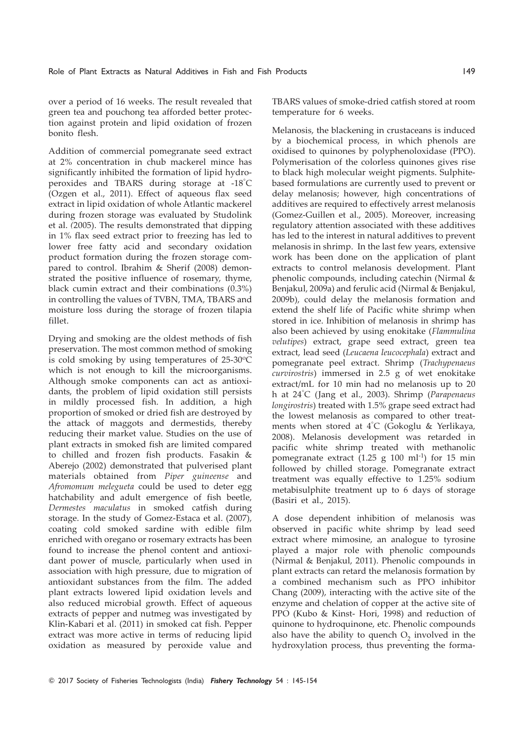over a period of 16 weeks. The result revealed that green tea and pouchong tea afforded better protection against protein and lipid oxidation of frozen bonito flesh.

Addition of commercial pomegranate seed extract at 2% concentration in chub mackerel mince has significantly inhibited the formation of lipid hydroperoxides and TBARS during storage at -18°C (Ozgen et al., 2011). Effect of aqueous flax seed extract in lipid oxidation of whole Atlantic mackerel during frozen storage was evaluated by Studolink et al. (2005). The results demonstrated that dipping in 1% flax seed extract prior to freezing has led to lower free fatty acid and secondary oxidation product formation during the frozen storage compared to control. Ibrahim & Sherif (2008) demonstrated the positive influence of rosemary, thyme, black cumin extract and their combinations (0.3%) in controlling the values of TVBN, TMA, TBARS and moisture loss during the storage of frozen tilapia fillet.

Drying and smoking are the oldest methods of fish preservation. The most common method of smoking is cold smoking by using temperatures of 25-30°C which is not enough to kill the microorganisms. Although smoke components can act as antioxidants, the problem of lipid oxidation still persists in mildly processed fish. In addition, a high proportion of smoked or dried fish are destroyed by the attack of maggots and dermestids, thereby reducing their market value. Studies on the use of plant extracts in smoked fish are limited compared to chilled and frozen fish products. Fasakin & Aberejo (2002) demonstrated that pulverised plant materials obtained from *Piper guineense* and *Afromomum melegueta* could be used to deter egg hatchability and adult emergence of fish beetle, *Dermestes maculatus* in smoked catfish during storage. In the study of Gomez-Estaca et al. (2007), coating cold smoked sardine with edible film enriched with oregano or rosemary extracts has been found to increase the phenol content and antioxidant power of muscle, particularly when used in association with high pressure, due to migration of antioxidant substances from the film. The added plant extracts lowered lipid oxidation levels and also reduced microbial growth. Effect of aqueous extracts of pepper and nutmeg was investigated by Klin-Kabari et al. (2011) in smoked cat fish. Pepper extract was more active in terms of reducing lipid oxidation as measured by peroxide value and TBARS values of smoke-dried catfish stored at room temperature for 6 weeks.

Melanosis, the blackening in crustaceans is induced by a biochemical process, in which phenols are oxidised to quinones by polyphenoloxidase (PPO). Polymerisation of the colorless quinones gives rise to black high molecular weight pigments. Sulphite-based formulations are currently used to prevent or delay melanosis; however, high concentrations of additives are required to effectively arrest melanosis (Gomez-Guillen et al., 2005). Moreover, increasing regulatory attention associated with these additives has led to the interest in natural additives to prevent melanosis in shrimp. In the last few years, extensive work has been done on the application of plant extracts to control melanosis development. Plant phenolic compounds, including catechin (Nirmal & Benjakul, 2009a) and ferulic acid (Nirmal & Benjakul, 2009b), could delay the melanosis formation and extend the shelf life of Pacific white shrimp when stored in ice. Inhibition of melanosis in shrimp has also been achieved by using enokitake (*Flammulina velutipes*) extract, grape seed extract, green tea extract, lead seed (*Leucaena leucocephala*) extract and pomegranate peel extract. Shrimp (*Trachypenaeus curvirostris*) immersed in 2.5 g of wet enokitake extract/mL for 10 min had no melanosis up to 20 h at 24°C (Jang et al., 2003). Shrimp (*Parapenaeus longirostris*) treated with 1.5% grape seed extract had the lowest melanosis as compared to other treatments when stored at 4°C (Gokoglu & Yerlikaya, 2008). Melanosis development was retarded in pacific white shrimp treated with methanolic pomegranate extract (1.25 g 100 ml$^{-1}$) for 15 min followed by chilled storage. Pomegranate extract treatment was equally effective to 1.25% sodium metabisulphite treatment up to 6 days of storage (Basiri et al., 2015).

A dose dependent inhibition of melanosis was observed in pacific white shrimp by lead seed extract where mimosine, an analogue to tyrosine played a major role with phenolic compounds (Nirmal & Benjakul, 2011). Phenolic compounds in plant extracts can retard the melanosis formation by a combined mechanism such as PPO inhibitor Chang (2009), interacting with the active site of the enzyme and chelation of copper at the active site of PPO (Kubo & Kinst- Hori, 1998) and reduction of quinone to hydroquinone, etc. Phenolic compounds also have the ability to quench $O_2$ involved in the hydroxylation process, thus preventing the forma-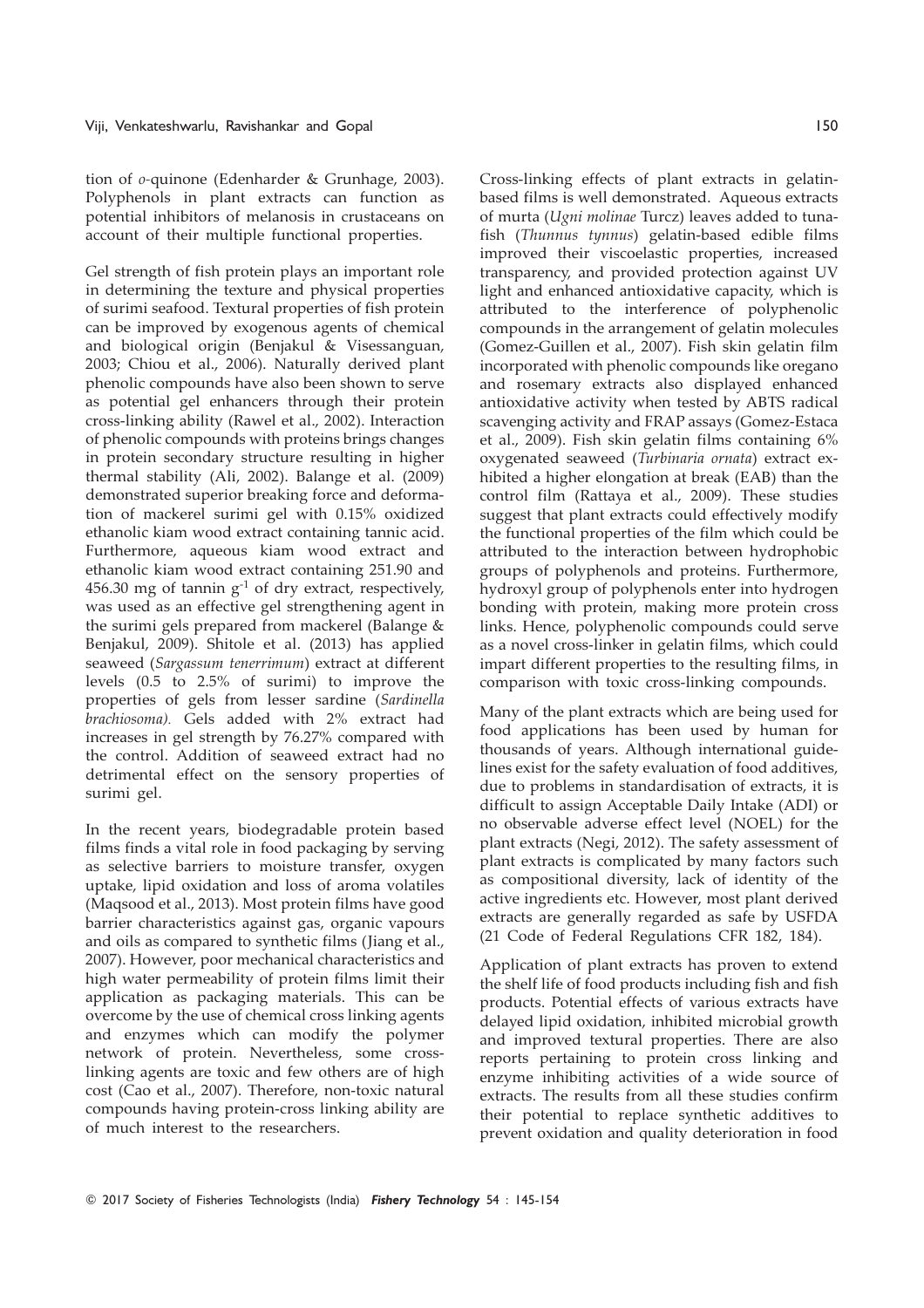tion of *o*-quinone (Edenharder & Grunhage, 2003). Polyphenols in plant extracts can function as potential inhibitors of melanosis in crustaceans on account of their multiple functional properties.

Gel strength of fish protein plays an important role in determining the texture and physical properties of surimi seafood. Textural properties of fish protein can be improved by exogenous agents of chemical and biological origin (Benjakul & Visessanguan, 2003; Chiou et al., 2006). Naturally derived plant phenolic compounds have also been shown to serve as potential gel enhancers through their protein cross-linking ability (Rawel et al., 2002). Interaction of phenolic compounds with proteins brings changes in protein secondary structure resulting in higher thermal stability (Ali, 2002). Balange et al. (2009) demonstrated superior breaking force and deformation of mackerel surimi gel with 0.15% oxidized ethanolic kiam wood extract containing tannic acid. Furthermore, aqueous kiam wood extract and ethanolic kiam wood extract containing 251.90 and 456.30 mg of tannin $g^{-1}$ of dry extract, respectively, was used as an effective gel strengthening agent in the surimi gels prepared from mackerel (Balange & Benjakul, 2009). Shitole et al. (2013) has applied seaweed (*Sargassum tenerrimum*) extract at different levels (0.5 to 2.5% of surimi) to improve the properties of gels from lesser sardine (*Sardinella brachiosoma).* Gels added with 2% extract had increases in gel strength by 76.27% compared with the control. Addition of seaweed extract had no detrimental effect on the sensory properties of surimi gel.

In the recent years, biodegradable protein based films finds a vital role in food packaging by serving as selective barriers to moisture transfer, oxygen uptake, lipid oxidation and loss of aroma volatiles (Maqsood et al., 2013). Most protein films have good barrier characteristics against gas, organic vapours and oils as compared to synthetic films (Jiang et al., 2007). However, poor mechanical characteristics and high water permeability of protein films limit their application as packaging materials. This can be overcome by the use of chemical cross linking agents and enzymes which can modify the polymer network of protein. Nevertheless, some cross-linking agents are toxic and few others are of high cost (Cao et al., 2007). Therefore, non-toxic natural compounds having protein-cross linking ability are of much interest to the researchers.

Cross-linking effects of plant extracts in gelatin-based films is well demonstrated. Aqueous extracts of murta (*Ugni molinae* Turcz) leaves added to tuna-fish (*Thunnus tynnus*) gelatin-based edible films improved their viscoelastic properties, increased transparency, and provided protection against UV light and enhanced antioxidative capacity, which is attributed to the interference of polyphenolic compounds in the arrangement of gelatin molecules (Gomez-Guillen et al., 2007). Fish skin gelatin film incorporated with phenolic compounds like oregano and rosemary extracts also displayed enhanced antioxidative activity when tested by ABTS radical scavenging activity and FRAP assays (Gomez-Estaca et al., 2009). Fish skin gelatin films containing 6% oxygenated seaweed (*Turbinaria ornata*) extract exhibited a higher elongation at break (EAB) than the control film (Rattaya et al., 2009). These studies suggest that plant extracts could effectively modify the functional properties of the film which could be attributed to the interaction between hydrophobic groups of polyphenols and proteins. Furthermore, hydroxyl group of polyphenols enter into hydrogen bonding with protein, making more protein cross links. Hence, polyphenolic compounds could serve as a novel cross-linker in gelatin films, which could impart different properties to the resulting films, in comparison with toxic cross-linking compounds.

Many of the plant extracts which are being used for food applications has been used by human for thousands of years. Although international guidelines exist for the safety evaluation of food additives, due to problems in standardisation of extracts, it is difficult to assign Acceptable Daily Intake (ADI) or no observable adverse effect level (NOEL) for the plant extracts (Negi, 2012). The safety assessment of plant extracts is complicated by many factors such as compositional diversity, lack of identity of the active ingredients etc. However, most plant derived extracts are generally regarded as safe by USFDA (21 Code of Federal Regulations CFR 182, 184).

Application of plant extracts has proven to extend the shelf life of food products including fish and fish products. Potential effects of various extracts have delayed lipid oxidation, inhibited microbial growth and improved textural properties. There are also reports pertaining to protein cross linking and enzyme inhibiting activities of a wide source of extracts. The results from all these studies confirm their potential to replace synthetic additives to prevent oxidation and quality deterioration in food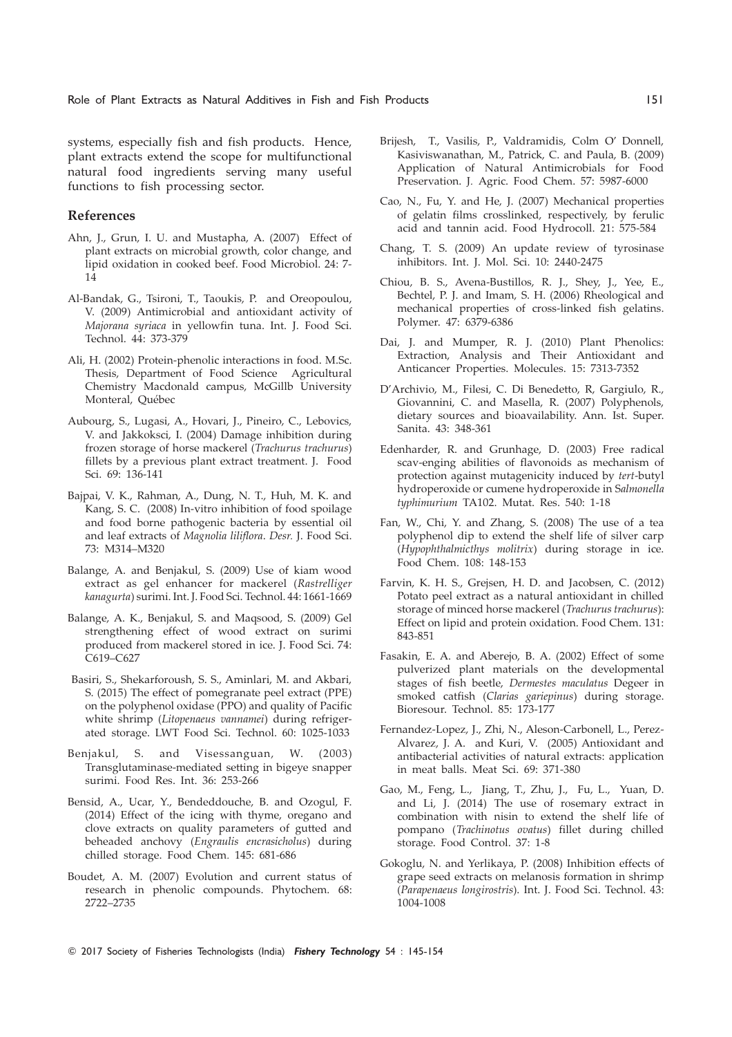systems, especially fish and fish products. Hence, plant extracts extend the scope for multifunctional natural food ingredients serving many useful functions to fish processing sector.

## References

Ahn, J., Grun, I. U. and Mustapha, A. (2007) Effect of plant extracts on microbial growth, color change, and lipid oxidation in cooked beef. Food Microbiol. 24: 7-14

Al-Bandak, G., Tsironi, T., Taoukis, P. and Oreopoulou, V. (2009) Antimicrobial and antioxidant activity of *Majorana syriaca* in yellowfin tuna. Int. J. Food Sci. Technol. 44: 373-379

Ali, H. (2002) Protein-phenolic interactions in food. M.Sc. Thesis, Department of Food Science Agricultural Chemistry Macdonald campus, McGillb University Monteral, Québec

Aubourg, S., Lugasi, A., Hovari, J., Pineiro, C., Lebovics, V. and Jakkokszi, I. (2004) Damage inhibition during frozen storage of horse mackerel (*Trachurus trachurus*) fillets by a previous plant extract treatment. J. Food Sci. 69: 136-141

Bajpai, V. K., Rahman, A., Dung, N. T., Huh, M. K. and Kang, S. C. (2008) In-vitro inhibition of food spoilage and food borne pathogenic bacteria by essential oil and leaf extracts of *Magnolia liliflora*. *Desr.* J. Food Sci. 73: M314–M320

Balange, A. and Benjakul, S. (2009) Use of kiam wood extract as gel enhancer for mackerel (*Rastrelliger kanagurta*) surimi. Int. J. Food Sci. Technol. 44: 1661-1669

Balange, A. K., Benjakul, S. and Maqsood, S. (2009) Gel strengthening effect of wood extract on surimi produced from mackerel stored in ice. J. Food Sci. 74: C619–C627

Basiri, S., Shekarforoush, S. S., Aminlari, M. and Akbari, S. (2015) The effect of pomegranate peel extract (PPE) on the polyphenol oxidase (PPO) and quality of Pacific white shrimp (*Litopenaeus vannamei*) during refrigerated storage. LWT Food Sci. Technol. 60: 1025-1033

Benjakul, S. and Visessanguan, W. (2003) Transglutaminase-mediated setting in bigeye snapper surimi. Food Res. Int. 36: 253-266

Bensid, A., Ucar, Y., Bendeddouche, B. and Ozogul, F. (2014) Effect of the icing with thyme, oregano and clove extracts on quality parameters of gutted and beheaded anchovy (*Engraulis encrasicholus*) during chilled storage. Food Chem. 145: 681-686

Boudet, A. M. (2007) Evolution and current status of research in phenolic compounds. Phytochem. 68: 2722–2735

Brijesh, T., Vasilis, P., Valdramidis, Colm O' Donnell, Kasiviswanathan, M., Patrick, C. and Paula, B. (2009) Application of Natural Antimicrobials for Food Preservation. J. Agric. Food Chem. 57: 5987-6000

Cao, N., Fu, Y. and He, J. (2007) Mechanical properties of gelatin films crosslinked, respectively, by ferulic acid and tannin acid. Food Hydrocoll. 21: 575-584

Chang, T. S. (2009) An update review of tyrosinase inhibitors. Int. J. Mol. Sci. 10: 2440-2475

Chiou, B. S., Avena-Bustillos, R. J., Shey, J., Yee, E., Bechtel, P. J. and Imam, S. H. (2006) Rheological and mechanical properties of cross-linked fish gelatins. Polymer. 47: 6379-6386

Dai, J. and Mumper, R. J. (2010) Plant Phenolics: Extraction, Analysis and Their Antioxidant and Anticancer Properties. Molecules. 15: 7313-7352

D'Archivio, M., Filesi, C. Di Benedetto, R, Gargiulo, R., Giovannini, C. and Masella, R. (2007) Polyphenols, dietary sources and bioavailability. Ann. Ist. Super. Sanita. 43: 348-361

Edenharder, R. and Grunhage, D. (2003) Free radical scav-enging abilities of flavonoids as mechanism of protection against mutagenicity induced by *tert*-butyl hydroperoxide or cumene hydroperoxide in *Salmonella typhimurium* TA102. Mutat. Res. 540: 1-18

Fan, W., Chi, Y. and Zhang, S. (2008) The use of a tea polyphenol dip to extend the shelf life of silver carp (*Hypophthalmicthys molitrix*) during storage in ice. Food Chem. 108: 148-153

Farvin, K. H. S., Grejsen, H. D. and Jacobsen, C. (2012) Potato peel extract as a natural antioxidant in chilled storage of minced horse mackerel (*Trachurus trachurus*): Effect on lipid and protein oxidation. Food Chem. 131: 843-851

Fasakin, E. A. and Aberejo, B. A. (2002) Effect of some pulverized plant materials on the developmental stages of fish beetle, *Dermestes maculatus* Degeer in smoked catfish (*Clarias gariepinus*) during storage. Bioresour. Technol. 85: 173-177

Fernandez-Lopez, J., Zhi, N., Aleson-Carbonell, L., Perez-Alvarez, J. A. and Kuri, V. (2005) Antioxidant and antibacterial activities of natural extracts: application in meat balls. Meat Sci. 69: 371-380

Gao, M., Feng, L., Jiang, T., Zhu, J., Fu, L., Yuan, D. and Li, J. (2014) The use of rosemary extract in combination with nisin to extend the shelf life of pompano (*Trachinotus ovatus*) fillet during chilled storage. Food Control. 37: 1-8

Gokoglu, N. and Yerlikaya, P. (2008) Inhibition effects of grape seed extracts on melanosis formation in shrimp (*Parapenaeus longirostris*). Int. J. Food Sci. Technol. 43: 1004-1008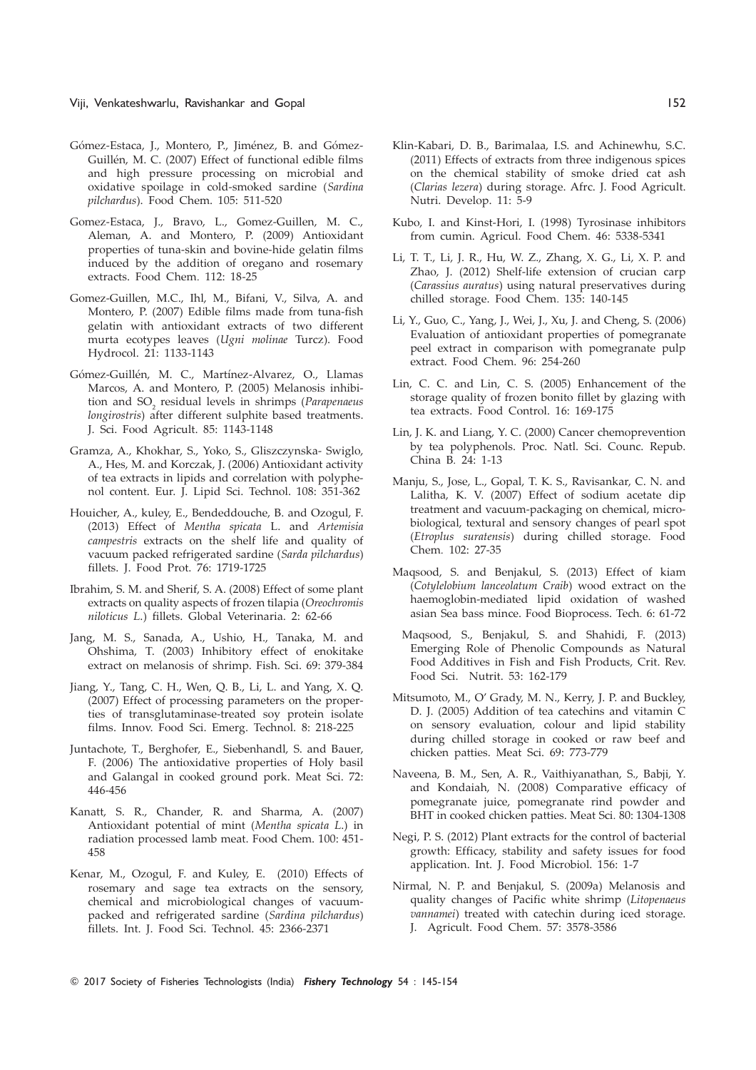Gómez-Estaca, J., Montero, P., Jiménez, B. and Gómez-Guillén, M. C. (2007) Effect of functional edible films and high pressure processing on microbial and oxidative spoilage in cold-smoked sardine (*Sardina pilchardus*). Food Chem. 105: 511-520

Gomez-Estaca, J., Bravo, L., Gomez-Guillen, M. C., Aleman, A. and Montero, P. (2009) Antioxidant properties of tuna-skin and bovine-hide gelatin films induced by the addition of oregano and rosemary extracts. Food Chem. 112: 18-25

Gomez-Guillen, M.C., Ihl, M., Bifani, V., Silva, A. and Montero, P. (2007) Edible films made from tuna-fish gelatin with antioxidant extracts of two different murta ecotypes leaves (*Ugni molinae* Turcz). Food Hydrocol. 21: 1133-1143

Gómez-Guillén, M. C., Martínez-Alvarez, O., Llamas Marcos, A. and Montero, P. (2005) Melanosis inhibition and $SO_2$ residual levels in shrimps (*Parapenaeus longirostris*) after different sulphite based treatments. J. Sci. Food Agricult. 85: 1143-1148

Gramza, A., Khokhar, S., Yoko, S., Gliszczynska- Swiglo, A., Hes, M. and Korczak, J. (2006) Antioxidant activity of tea extracts in lipids and correlation with polyphenol content. Eur. J. Lipid Sci. Technol. 108: 351-362

Houicher, A., kuley, E., Bendeddouche, B. and Ozogul, F. (2013) Effect of *Mentha spicata* L. and *Artemisia campestris* extracts on the shelf life and quality of vacuum packed refrigerated sardine (*Sarda pilchardus*) fillets. J. Food Prot. 76: 1719-1725

Ibrahim, S. M. and Sherif, S. A. (2008) Effect of some plant extracts on quality aspects of frozen tilapia (*Oreochromis niloticus L.*) fillets. Global Veterinaria. 2: 62-66

Jang, M. S., Sanada, A., Ushio, H., Tanaka, M. and Ohshima, T. (2003) Inhibitory effect of enokitake extract on melanosis of shrimp. Fish. Sci. 69: 379-384

Jiang, Y., Tang, C. H., Wen, Q. B., Li, L. and Yang, X. Q. (2007) Effect of processing parameters on the properties of transglutaminase-treated soy protein isolate films. Innov. Food Sci. Emerg. Technol. 8: 218-225

Juntachote, T., Berghofer, E., Siebenhandl, S. and Bauer, F. (2006) The antioxidative properties of Holy basil and Galangal in cooked ground pork. Meat Sci. 72: 446-456

Kanatt, S. R., Chander, R. and Sharma, A. (2007) Antioxidant potential of mint (*Mentha spicata L.*) in radiation processed lamb meat. Food Chem. 100: 451-458

Kenar, M., Ozogul, F. and Kuley, E. (2010) Effects of rosemary and sage tea extracts on the sensory, chemical and microbiological changes of vacuum-packed and refrigerated sardine (*Sardina pilchardus*) fillets. Int. J. Food Sci. Technol. 45: 2366-2371

Klin-Kabari, D. B., Barimalaa, I.S. and Achinewhu, S.C. (2011) Effects of extracts from three indigenous spices on the chemical stability of smoke dried cat ash (*Clarias lezera*) during storage. Afrc. J. Food Agricult. Nutri. Develop. 11: 5-9

Kubo, I. and Kinst-Hori, I. (1998) Tyrosinase inhibitors from cumin. Agricul. Food Chem. 46: 5338-5341

Li, T. T., Li, J. R., Hu, W. Z., Zhang, X. G., Li, X. P. and Zhao, J. (2012) Shelf-life extension of crucian carp (*Carassius auratus*) using natural preservatives during chilled storage. Food Chem. 135: 140-145

Li, Y., Guo, C., Yang, J., Wei, J., Xu, J. and Cheng, S. (2006) Evaluation of antioxidant properties of pomegranate peel extract in comparison with pomegranate pulp extract. Food Chem. 96: 254-260

Lin, C. C. and Lin, C. S. (2005) Enhancement of the storage quality of frozen bonito fillet by glazing with tea extracts. Food Control. 16: 169-175

Lin, J. K. and Liang, Y. C. (2000) Cancer chemoprevention by tea polyphenols. Proc. Natl. Sci. Counc. Repub. China B. 24: 1-13

Manju, S., Jose, L., Gopal, T. K. S., Ravisankar, C. N. and Lalitha, K. V. (2007) Effect of sodium acetate dip treatment and vacuum-packaging on chemical, microbiological, textural and sensory changes of pearl spot (*Etroplus suratensis*) during chilled storage. Food Chem. 102: 27-35

Maqsood, S. and Benjakul, S. (2013) Effect of kiam (*Cotylelobium lanceolatum Craib*) wood extract on the haemoglobin-mediated lipid oxidation of washed asian Sea bass mince. Food Bioprocess. Tech. 6: 61-72

Maqsood, S., Benjakul, S. and Shahidi, F. (2013) Emerging Role of Phenolic Compounds as Natural Food Additives in Fish and Fish Products, Crit. Rev. Food Sci. Nutrit. 53: 162-179

Mitsumoto, M., O' Grady, M. N., Kerry, J. P. and Buckley, D. J. (2005) Addition of tea catechins and vitamin C on sensory evaluation, colour and lipid stability during chilled storage in cooked or raw beef and chicken patties. Meat Sci. 69: 773-779

Naveena, B. M., Sen, A. R., Vaithiyanathan, S., Babji, Y. and Kondaiah, N. (2008) Comparative efficacy of pomegranate juice, pomegranate rind powder and BHT in cooked chicken patties. Meat Sci. 80: 1304-1308

Negi, P. S. (2012) Plant extracts for the control of bacterial growth: Efficacy, stability and safety issues for food application. Int. J. Food Microbiol. 156: 1-7

Nirmal, N. P. and Benjakul, S. (2009a) Melanosis and quality changes of Pacific white shrimp (*Litopenaeus vannamei*) treated with catechin during iced storage. J. Agricult. Food Chem. 57: 3578-3586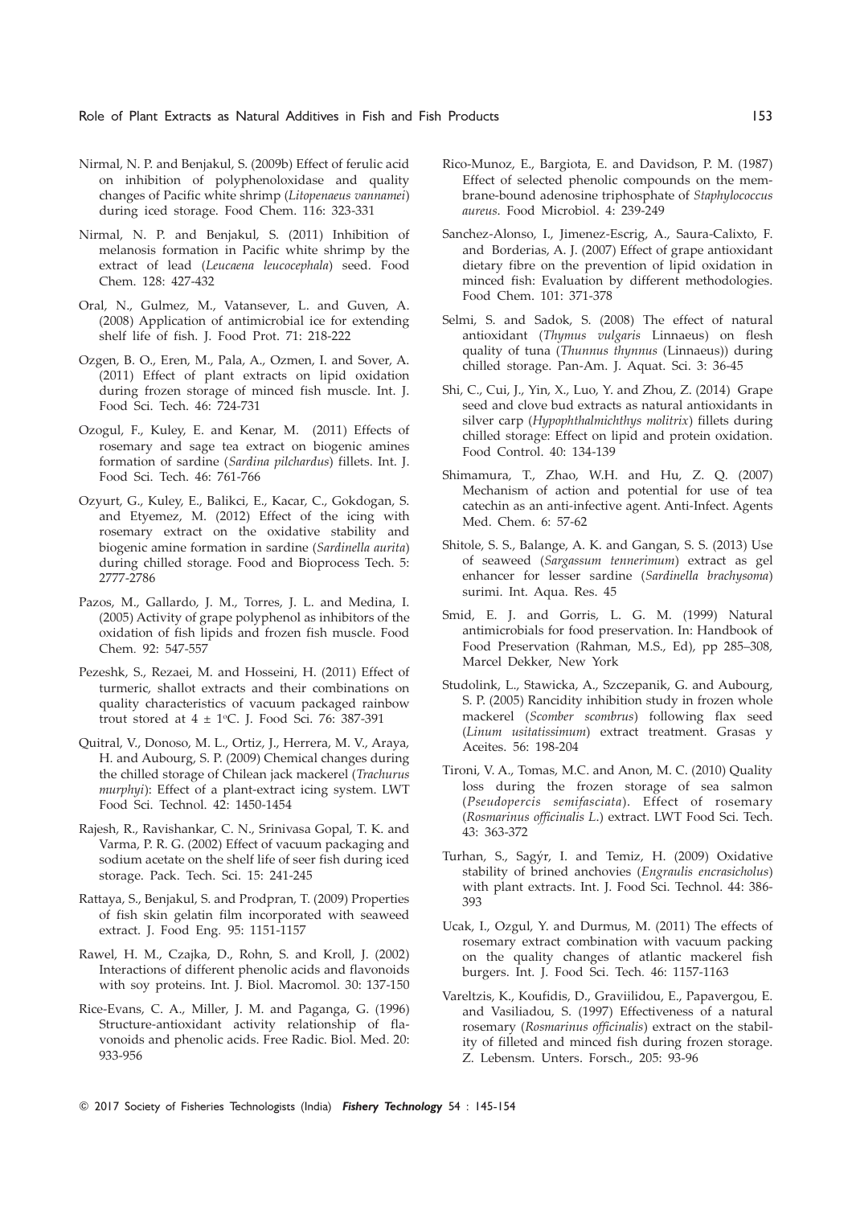Nirmal, N. P. and Benjakul, S. (2009b) Effect of ferulic acid on inhibition of polyphenoloxidase and quality changes of Pacific white shrimp (*Litopenaeus vannamei*) during iced storage. Food Chem. 116: 323-331

Nirmal, N. P. and Benjakul, S. (2011) Inhibition of melanosis formation in Pacific white shrimp by the extract of lead (*Leucaena leucocephala*) seed. Food Chem. 128: 427-432

Oral, N., Gulmez, M., Vatansever, L. and Guven, A. (2008) Application of antimicrobial ice for extending shelf life of fish. J. Food Prot. 71: 218-222

Ozgen, B. O., Eren, M., Pala, A., Ozmen, I. and Sover, A. (2011) Effect of plant extracts on lipid oxidation during frozen storage of minced fish muscle. Int. J. Food Sci. Tech. 46: 724-731

Ozogul, F., Kuley, E. and Kenar, M. (2011) Effects of rosemary and sage tea extract on biogenic amines formation of sardine (*Sardina pilchardus*) fillets. Int. J. Food Sci. Tech. 46: 761-766

Ozyurt, G., Kuley, E., Balikci, E., Kacar, C., Gokdogan, S. and Etyemez, M. (2012) Effect of the icing with rosemary extract on the oxidative stability and biogenic amine formation in sardine (*Sardinella aurita*) during chilled storage. Food and Bioprocess Tech. 5: 2777-2786

Pazos, M., Gallardo, J. M., Torres, J. L. and Medina, I. (2005) Activity of grape polyphenol as inhibitors of the oxidation of fish lipids and frozen fish muscle. Food Chem. 92: 547-557

Pezeshk, S., Rezaei, M. and Hosseini, H. (2011) Effect of turmeric, shallot extracts and their combinations on quality characteristics of vacuum packaged rainbow trout stored at 4 ± 1°C. J. Food Sci. 76: 387-391

Quitral, V., Donoso, M. L., Ortiz, J., Herrera, M. V., Araya, H. and Aubourg, S. P. (2009) Chemical changes during the chilled storage of Chilean jack mackerel (*Trachurus murphyi*): Effect of a plant-extract icing system. LWT Food Sci. Technol. 42: 1450-1454

Rajesh, R., Ravishankar, C. N., Srinivasa Gopal, T. K. and Varma, P. R. G. (2002) Effect of vacuum packaging and sodium acetate on the shelf life of seer fish during iced storage. Pack. Tech. Sci. 15: 241-245

Rattaya, S., Benjakul, S. and Prodpran, T. (2009) Properties of fish skin gelatin film incorporated with seaweed extract. J. Food Eng. 95: 1151-1157

Rawel, H. M., Czajka, D., Rohn, S. and Kroll, J. (2002) Interactions of different phenolic acids and flavonoids with soy proteins. Int. J. Biol. Macromol. 30: 137-150

Rice-Evans, C. A., Miller, J. M. and Paganga, G. (1996) Structure-antioxidant activity relationship of flavonoids and phenolic acids. Free Radic. Biol. Med. 20: 933-956

Rico-Munoz, E., Bargiota, E. and Davidson, P. M. (1987) Effect of selected phenolic compounds on the membrane-bound adenosine triphosphate of *Staphylococcus aureus*. Food Microbiol. 4: 239-249

Sanchez-Alonso, I., Jimenez-Escrig, A., Saura-Calixto, F. and Borderias, A. J. (2007) Effect of grape antioxidant dietary fibre on the prevention of lipid oxidation in minced fish: Evaluation by different methodologies. Food Chem. 101: 371-378

Selmi, S. and Sadok, S. (2008) The effect of natural antioxidant (*Thymus vulgaris* Linnaeus) on flesh quality of tuna (*Thunnus thynnus* (Linnaeus)) during chilled storage. Pan-Am. J. Aquat. Sci. 3: 36-45

Shi, C., Cui, J., Yin, X., Luo, Y. and Zhou, Z. (2014) Grape seed and clove bud extracts as natural antioxidants in silver carp (*Hypophthalmichthys molitrix*) fillets during chilled storage: Effect on lipid and protein oxidation. Food Control. 40: 134-139

Shimamura, T., Zhao, W.H. and Hu, Z. Q. (2007) Mechanism of action and potential for use of tea catechin as an anti-infective agent. Anti-Infect. Agents Med. Chem. 6: 57-62

Shitole, S. S., Balange, A. K. and Gangan, S. S. (2013) Use of seaweed (*Sargassum tennerimum*) extract as gel enhancer for lesser sardine (*Sardinella brachysoma*) surimi. Int. Aqua. Res. 45

Smid, E. J. and Gorris, L. G. M. (1999) Natural antimicrobials for food preservation. In: Handbook of Food Preservation (Rahman, M.S., Ed), pp 285–308, Marcel Dekker, New York

Studolink, L., Stawicka, A., Szczepanik, G. and Aubourg, S. P. (2005) Rancidity inhibition study in frozen whole mackerel (*Scomber scombrus*) following flax seed (*Linum usitatissimum*) extract treatment. Grasas y Aceites. 56: 198-204

Tironi, V. A., Tomas, M.C. and Anon, M. C. (2010) Quality loss during the frozen storage of sea salmon (*Pseudopercis semifasciata*). Effect of rosemary (*Rosmarinus officinalis L.*) extract. LWT Food Sci. Tech. 43: 363-372

Turhan, S., Sagýr, I. and Temiz, H. (2009) Oxidative stability of brined anchovies (*Engraulis encrasicholus*) with plant extracts. Int. J. Food Sci. Technol. 44: 386-393

Ucak, I., Ozgul, Y. and Durmus, M. (2011) The effects of rosemary extract combination with vacuum packing on the quality changes of atlantic mackerel fish burgers. Int. J. Food Sci. Tech. 46: 1157-1163

Vareltzis, K., Koufidis, D., Graviilidou, E., Papavergou, E. and Vasiliadou, S. (1997) Effectiveness of a natural rosemary (*Rosmarinus officinalis*) extract on the stability of filleted and minced fish during frozen storage. Z. Lebensm. Unters. Forsch., 205: 93-96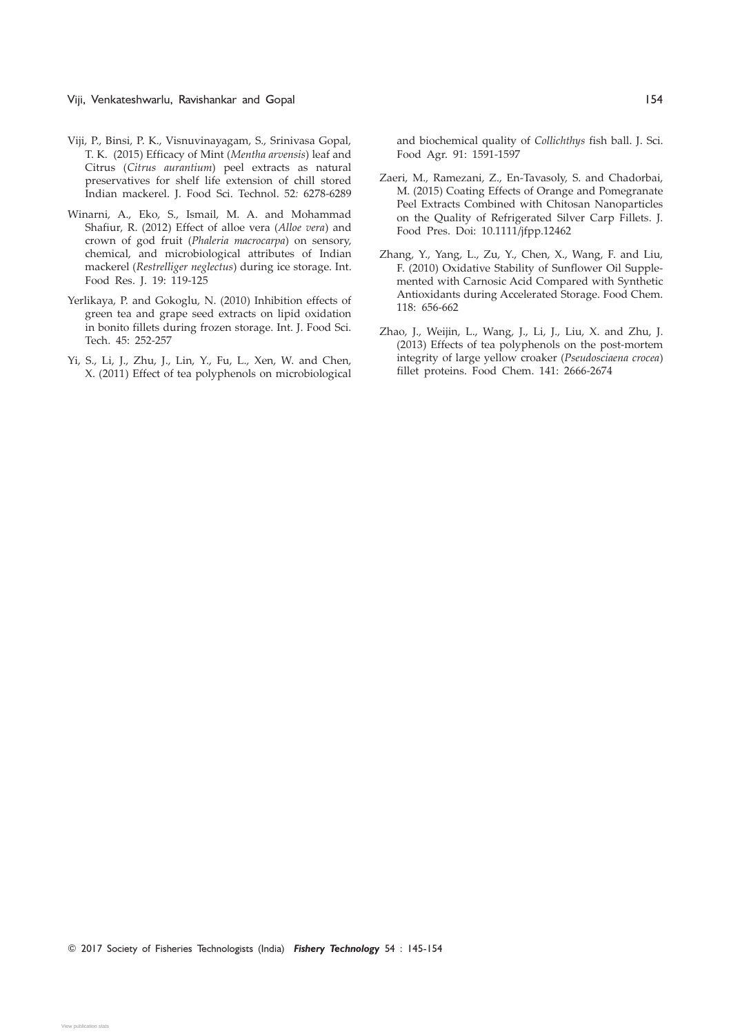Viji, P., Binsi, P. K., Visnuvinayagam, S., Srinivasa Gopal, T. K. (2015) Efficacy of Mint (*Mentha arvensis*) leaf and Citrus (*Citrus aurantium*) peel extracts as natural preservatives for shelf life extension of chill stored Indian mackerel. J. Food Sci. Technol. 52*:* 6278-6289

Winarni, A., Eko, S., Ismail, M. A. and Mohammad Shafiur, R. (2012) Effect of alloe vera (*Alloe vera*) and crown of god fruit (*Phaleria macrocarpa*) on sensory, chemical, and microbiological attributes of Indian mackerel (*Restrelliger neglectus*) during ice storage. Int. Food Res. J. 19: 119-125

Yerlikaya, P. and Gokoglu, N. (2010) Inhibition effects of green tea and grape seed extracts on lipid oxidation in bonito fillets during frozen storage. Int. J. Food Sci. Tech. 45: 252-257

Yi, S., Li, J., Zhu, J., Lin, Y., Fu, L., Xen, W. and Chen, X. (2011) Effect of tea polyphenols on microbiological and biochemical quality of *Collichthys* fish ball. J. Sci. Food Agr. 91: 1591-1597

Zaeri, M., Ramezani, Z., En-Tavasoly, S. and Chadorbai, M. (2015) Coating Effects of Orange and Pomegranate Peel Extracts Combined with Chitosan Nanoparticles on the Quality of Refrigerated Silver Carp Fillets. J. Food Pres. Doi: 10.1111/jfpp.12462

Zhang, Y., Yang, L., Zu, Y., Chen, X., Wang, F. and Liu, F. (2010) Oxidative Stability of Sunflower Oil Supplemented with Carnosic Acid Compared with Synthetic Antioxidants during Accelerated Storage. Food Chem. 118: 656-662

Zhao, J., Weijin, L., Wang, J., Li, J., Liu, X. and Zhu, J. (2013) Effects of tea polyphenols on the post-mortem integrity of large yellow croaker (*Pseudosciaena crocea*) fillet proteins. Food Chem. 141: 2666-2674